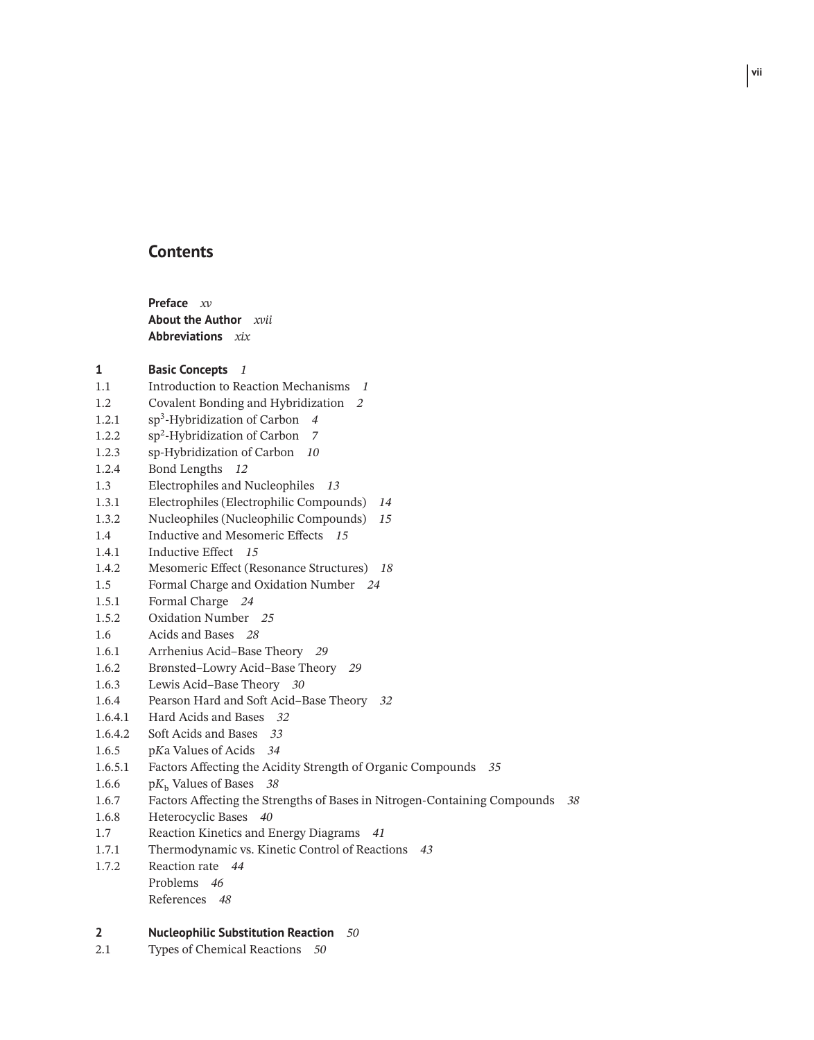# Contents

**Preface** *xv*
**About the Author** *xvii*
**Abbreviations** *xix*

**1 Basic Concepts** *1*
1.1 Introduction to Reaction Mechanisms *1*
1.2 Covalent Bonding and Hybridization *2*
1.2.1 $sp^3$-Hybridization of Carbon *4*
1.2.2 $sp^2$-Hybridization of Carbon *7*
1.2.3 sp-Hybridization of Carbon *10*
1.2.4 Bond Lengths *12*
1.3 Electrophiles and Nucleophiles *13*
1.3.1 Electrophiles (Electrophilic Compounds) *14*
1.3.2 Nucleophiles (Nucleophilic Compounds) *15*
1.4 Inductive and Mesomeric Effects *15*
1.4.1 Inductive Effect *15*
1.4.2 Mesomeric Effect (Resonance Structures) *18*
1.5 Formal Charge and Oxidation Number *24*
1.5.1 Formal Charge *24*
1.5.2 Oxidation Number *25*
1.6 Acids and Bases *28*
1.6.1 Arrhenius Acid–Base Theory *29*
1.6.2 Brønsted–Lowry Acid–Base Theory *29*
1.6.3 Lewis Acid–Base Theory *30*
1.6.4 Pearson Hard and Soft Acid–Base Theory *32*
1.6.4.1 Hard Acids and Bases *32*
1.6.4.2 Soft Acids and Bases *33*
1.6.5 p*K*a Values of Acids *34*
1.6.5.1 Factors Affecting the Acidity Strength of Organic Compounds *35*
1.6.6 $pK_b$ Values of Bases *38*
1.6.7 Factors Affecting the Strengths of Bases in Nitrogen-Containing Compounds *38*
1.6.8 Heterocyclic Bases *40*
1.7 Reaction Kinetics and Energy Diagrams *41*
1.7.1 Thermodynamic vs. Kinetic Control of Reactions *43*
1.7.2 Reaction rate *44*
Problems *46*
References *48*

**2 Nucleophilic Substitution Reaction** *50*
2.1 Types of Chemical Reactions *50*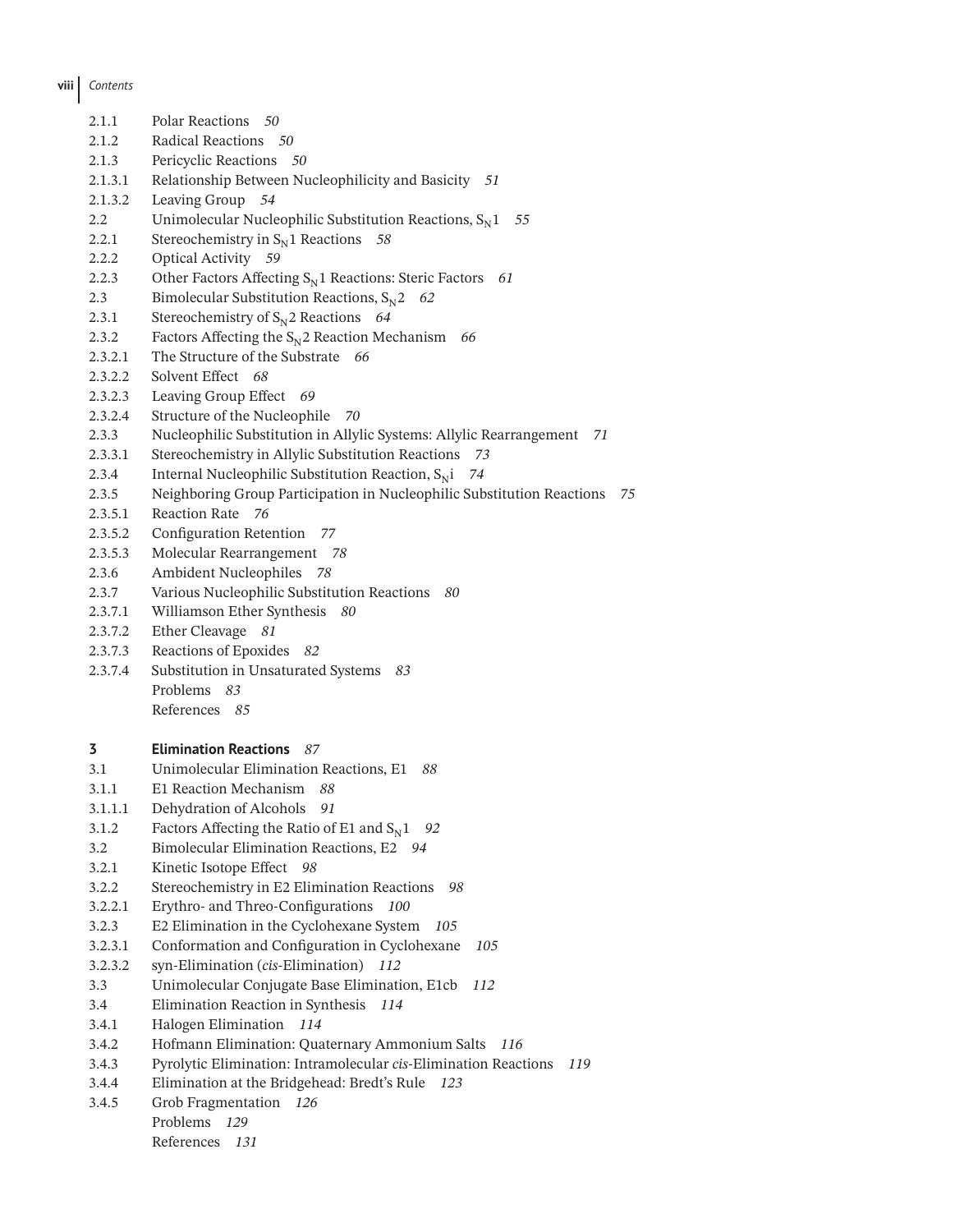2.1.1 Polar Reactions *50*
2.1.2 Radical Reactions *50*
2.1.3 Pericyclic Reactions *50*
2.1.3.1 Relationship Between Nucleophilicity and Basicity *51*
2.1.3.2 Leaving Group *54*
2.2 Unimolecular Nucleophilic Substitution Reactions, $S_N1$ *55*
2.2.1 Stereochemistry in $S_N1$ Reactions *58*
2.2.2 Optical Activity *59*
2.2.3 Other Factors Affecting $S_N1$ Reactions: Steric Factors *61*
2.3 Bimolecular Substitution Reactions, $S_N2$ *62*
2.3.1 Stereochemistry of $S_N2$ Reactions *64*
2.3.2 Factors Affecting the $S_N2$ Reaction Mechanism *66*
2.3.2.1 The Structure of the Substrate *66*
2.3.2.2 Solvent Effect *68*
2.3.2.3 Leaving Group Effect *69*
2.3.2.4 Structure of the Nucleophile *70*
2.3.3 Nucleophilic Substitution in Allylic Systems: Allylic Rearrangement *71*
2.3.3.1 Stereochemistry in Allylic Substitution Reactions *73*
2.3.4 Internal Nucleophilic Substitution Reaction, $S_Ni$ *74*
2.3.5 Neighboring Group Participation in Nucleophilic Substitution Reactions *75*
2.3.5.1 Reaction Rate *76*
2.3.5.2 Configuration Retention *77*
2.3.5.3 Molecular Rearrangement *78*
2.3.6 Ambident Nucleophiles *78*
2.3.7 Various Nucleophilic Substitution Reactions *80*
2.3.7.1 Williamson Ether Synthesis *80*
2.3.7.2 Ether Cleavage *81*
2.3.7.3 Reactions of Epoxides *82*
2.3.7.4 Substitution in Unsaturated Systems *83*
Problems *83*
References *85*

**3 Elimination Reactions** *87*
3.1 Unimolecular Elimination Reactions, E1 *88*
3.1.1 E1 Reaction Mechanism *88*
3.1.1.1 Dehydration of Alcohols *91*
3.1.2 Factors Affecting the Ratio of E1 and $S_N1$ *92*
3.2 Bimolecular Elimination Reactions, E2 *94*
3.2.1 Kinetic Isotope Effect *98*
3.2.2 Stereochemistry in E2 Elimination Reactions *98*
3.2.2.1 Erythro- and Threo-Configurations *100*
3.2.3 E2 Elimination in the Cyclohexane System *105*
3.2.3.1 Conformation and Configuration in Cyclohexane *105*
3.2.3.2 syn-Elimination (*cis*-Elimination) *112*
3.3 Unimolecular Conjugate Base Elimination, E1cb *112*
3.4 Elimination Reaction in Synthesis *114*
3.4.1 Halogen Elimination *114*
3.4.2 Hofmann Elimination: Quaternary Ammonium Salts *116*
3.4.3 Pyrolytic Elimination: Intramolecular *cis*-Elimination Reactions *119*
3.4.4 Elimination at the Bridgehead: Bredt's Rule *123*
3.4.5 Grob Fragmentation *126*
Problems *129*
References *131*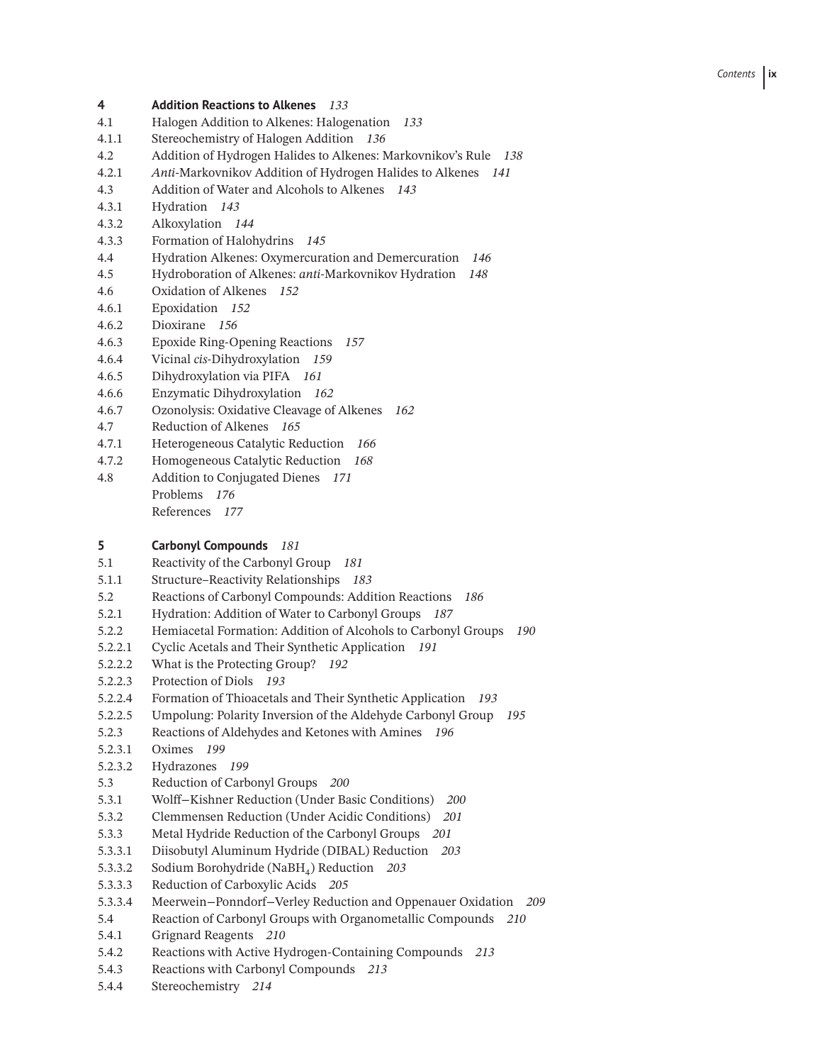**4 Addition Reactions to Alkenes** *133*

4.1 Halogen Addition to Alkenes: Halogenation *133*
4.1.1 Stereochemistry of Halogen Addition *136*
4.2 Addition of Hydrogen Halides to Alkenes: Markovnikov's Rule *138*
4.2.1 *Anti*-Markovnikov Addition of Hydrogen Halides to Alkenes *141*
4.3 Addition of Water and Alcohols to Alkenes *143*
4.3.1 Hydration *143*
4.3.2 Alkoxylation *144*
4.3.3 Formation of Halohydrins *145*
4.4 Hydration Alkenes: Oxymercuration and Demercuration *146*
4.5 Hydroboration of Alkenes: *anti*-Markovnikov Hydration *148*
4.6 Oxidation of Alkenes *152*
4.6.1 Epoxidation *152*
4.6.2 Dioxirane *156*
4.6.3 Epoxide Ring-Opening Reactions *157*
4.6.4 Vicinal *cis*-Dihydroxylation *159*
4.6.5 Dihydroxylation via PIFA *161*
4.6.6 Enzymatic Dihydroxylation *162*
4.6.7 Ozonolysis: Oxidative Cleavage of Alkenes *162*
4.7 Reduction of Alkenes *165*
4.7.1 Heterogeneous Catalytic Reduction *166*
4.7.2 Homogeneous Catalytic Reduction *168*
4.8 Addition to Conjugated Dienes *171*
Problems *176*
References *177*

**5 Carbonyl Compounds** *181*

5.1 Reactivity of the Carbonyl Group *181*
5.1.1 Structure–Reactivity Relationships *183*
5.2 Reactions of Carbonyl Compounds: Addition Reactions *186*
5.2.1 Hydration: Addition of Water to Carbonyl Groups *187*
5.2.2 Hemiacetal Formation: Addition of Alcohols to Carbonyl Groups *190*
5.2.2.1 Cyclic Acetals and Their Synthetic Application *191*
5.2.2.2 What is the Protecting Group? *192*
5.2.2.3 Protection of Diols *193*
5.2.2.4 Formation of Thioacetals and Their Synthetic Application *193*
5.2.2.5 Umpolung: Polarity Inversion of the Aldehyde Carbonyl Group *195*
5.2.3 Reactions of Aldehydes and Ketones with Amines *196*
5.2.3.1 Oximes *199*
5.2.3.2 Hydrazones *199*
5.3 Reduction of Carbonyl Groups *200*
5.3.1 Wolff–Kishner Reduction (Under Basic Conditions) *200*
5.3.2 Clemmensen Reduction (Under Acidic Conditions) *201*
5.3.3 Metal Hydride Reduction of the Carbonyl Groups *201*
5.3.3.1 Diisobutyl Aluminum Hydride (DIBAL) Reduction *203*
5.3.3.2 Sodium Borohydride ($NaBH_4$) Reduction *203*
5.3.3.3 Reduction of Carboxylic Acids *205*
5.3.3.4 Meerwein–Ponndorf–Verley Reduction and Oppenauer Oxidation *209*
5.4 Reaction of Carbonyl Groups with Organometallic Compounds *210*
5.4.1 Grignard Reagents *210*
5.4.2 Reactions with Active Hydrogen-Containing Compounds *213*
5.4.3 Reactions with Carbonyl Compounds *213*
5.4.4 Stereochemistry *214*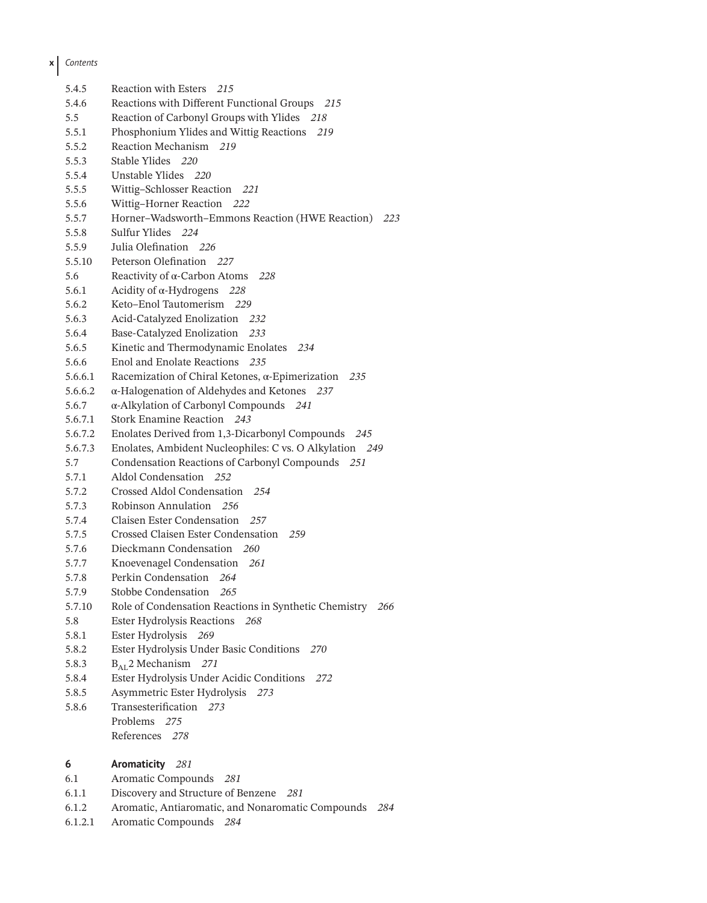5.4.5 Reaction with Esters *215*
5.4.6 Reactions with Different Functional Groups *215*
5.5 Reaction of Carbonyl Groups with Ylides *218*
5.5.1 Phosphonium Ylides and Wittig Reactions *219*
5.5.2 Reaction Mechanism *219*
5.5.3 Stable Ylides *220*
5.5.4 Unstable Ylides *220*
5.5.5 Wittig–Schlosser Reaction *221*
5.5.6 Wittig–Horner Reaction *222*
5.5.7 Horner–Wadsworth–Emmons Reaction (HWE Reaction) *223*
5.5.8 Sulfur Ylides *224*
5.5.9 Julia Olefination *226*
5.5.10 Peterson Olefination *227*
5.6 Reactivity of α-Carbon Atoms *228*
5.6.1 Acidity of α-Hydrogens *228*
5.6.2 Keto–Enol Tautomerism *229*
5.6.3 Acid-Catalyzed Enolization *232*
5.6.4 Base-Catalyzed Enolization *233*
5.6.5 Kinetic and Thermodynamic Enolates *234*
5.6.6 Enol and Enolate Reactions *235*
5.6.6.1 Racemization of Chiral Ketones, α-Epimerization *235*
5.6.6.2 α-Halogenation of Aldehydes and Ketones *237*
5.6.7 α-Alkylation of Carbonyl Compounds *241*
5.6.7.1 Stork Enamine Reaction *243*
5.6.7.2 Enolates Derived from 1,3-Dicarbonyl Compounds *245*
5.6.7.3 Enolates, Ambident Nucleophiles: C vs. O Alkylation *249*
5.7 Condensation Reactions of Carbonyl Compounds *251*
5.7.1 Aldol Condensation *252*
5.7.2 Crossed Aldol Condensation *254*
5.7.3 Robinson Annulation *256*
5.7.4 Claisen Ester Condensation *257*
5.7.5 Crossed Claisen Ester Condensation *259*
5.7.6 Dieckmann Condensation *260*
5.7.7 Knoevenagel Condensation *261*
5.7.8 Perkin Condensation *264*
5.7.9 Stobbe Condensation *265*
5.7.10 Role of Condensation Reactions in Synthetic Chemistry *266*
5.8 Ester Hydrolysis Reactions *268*
5.8.1 Ester Hydrolysis *269*
5.8.2 Ester Hydrolysis Under Basic Conditions *270*
5.8.3 $B_{AL}2$ Mechanism *271*
5.8.4 Ester Hydrolysis Under Acidic Conditions *272*
5.8.5 Asymmetric Ester Hydrolysis *273*
5.8.6 Transesterification *273*
Problems *275*
References *278*

**6 Aromaticity** *281*
6.1 Aromatic Compounds *281*
6.1.1 Discovery and Structure of Benzene *281*
6.1.2 Aromatic, Antiaromatic, and Nonaromatic Compounds *284*
6.1.2.1 Aromatic Compounds *284*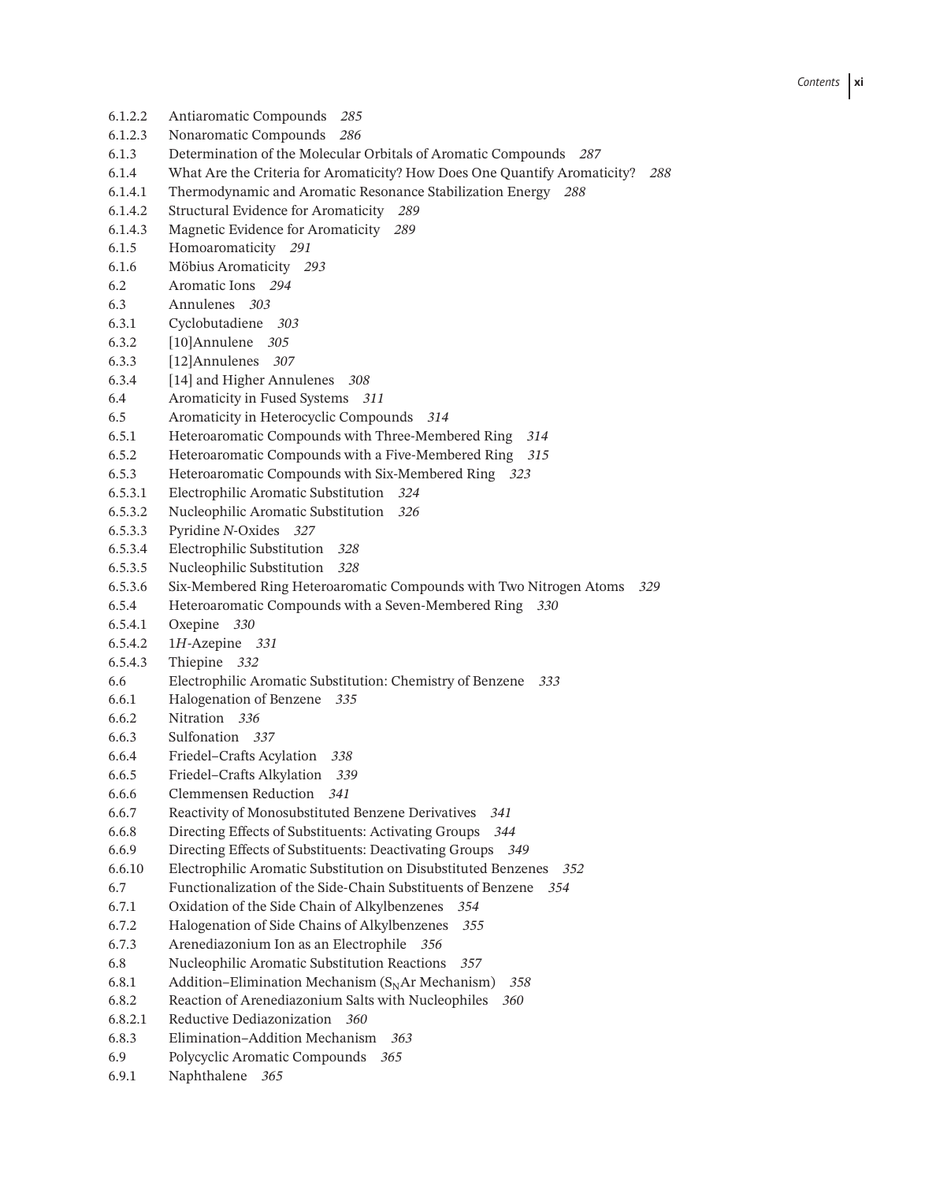6.1.2.2 Antiaromatic Compounds *285*
6.1.2.3 Nonaromatic Compounds *286*
6.1.3 Determination of the Molecular Orbitals of Aromatic Compounds *287*
6.1.4 What Are the Criteria for Aromaticity? How Does One Quantify Aromaticity? *288*
6.1.4.1 Thermodynamic and Aromatic Resonance Stabilization Energy *288*
6.1.4.2 Structural Evidence for Aromaticity *289*
6.1.4.3 Magnetic Evidence for Aromaticity *289*
6.1.5 Homoaromaticity *291*
6.1.6 Möbius Aromaticity *293*
6.2 Aromatic Ions *294*
6.3 Annulenes *303*
6.3.1 Cyclobutadiene *303*
6.3.2 [10]Annulene *305*
6.3.3 [12]Annulenes *307*
6.3.4 [14] and Higher Annulenes *308*
6.4 Aromaticity in Fused Systems *311*
6.5 Aromaticity in Heterocyclic Compounds *314*
6.5.1 Heteroaromatic Compounds with Three-Membered Ring *314*
6.5.2 Heteroaromatic Compounds with a Five-Membered Ring *315*
6.5.3 Heteroaromatic Compounds with Six-Membered Ring *323*
6.5.3.1 Electrophilic Aromatic Substitution *324*
6.5.3.2 Nucleophilic Aromatic Substitution *326*
6.5.3.3 Pyridine *N*-Oxides *327*
6.5.3.4 Electrophilic Substitution *328*
6.5.3.5 Nucleophilic Substitution *328*
6.5.3.6 Six-Membered Ring Heteroaromatic Compounds with Two Nitrogen Atoms *329*
6.5.4 Heteroaromatic Compounds with a Seven-Membered Ring *330*
6.5.4.1 Oxepine *330*
6.5.4.2 1*H*-Azepine *331*
6.5.4.3 Thiepine *332*
6.6 Electrophilic Aromatic Substitution: Chemistry of Benzene *333*
6.6.1 Halogenation of Benzene *335*
6.6.2 Nitration *336*
6.6.3 Sulfonation *337*
6.6.4 Friedel–Crafts Acylation *338*
6.6.5 Friedel–Crafts Alkylation *339*
6.6.6 Clemmensen Reduction *341*
6.6.7 Reactivity of Monosubstituted Benzene Derivatives *341*
6.6.8 Directing Effects of Substituents: Activating Groups *344*
6.6.9 Directing Effects of Substituents: Deactivating Groups *349*
6.6.10 Electrophilic Aromatic Substitution on Disubstituted Benzenes *352*
6.7 Functionalization of the Side-Chain Substituents of Benzene *354*
6.7.1 Oxidation of the Side Chain of Alkylbenzenes *354*
6.7.2 Halogenation of Side Chains of Alkylbenzenes *355*
6.7.3 Arenediazonium Ion as an Electrophile *356*
6.8 Nucleophilic Aromatic Substitution Reactions *357*
6.8.1 Addition–Elimination Mechanism ($S_NAr$ Mechanism) *358*
6.8.2 Reaction of Arenediazonium Salts with Nucleophiles *360*
6.8.2.1 Reductive Dediazonization *360*
6.8.3 Elimination–Addition Mechanism *363*
6.9 Polycyclic Aromatic Compounds *365*
6.9.1 Naphthalene *365*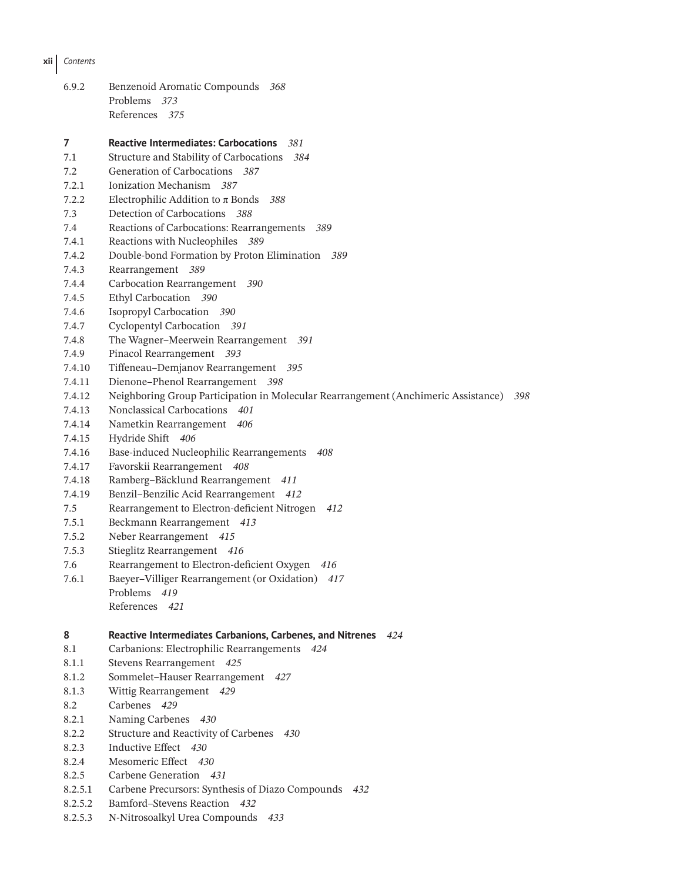6.9.2 Benzenoid Aromatic Compounds *368*
Problems *373*
References *375*

**7 Reactive Intermediates: Carbocations** *381*
7.1 Structure and Stability of Carbocations *384*
7.2 Generation of Carbocations *387*
7.2.1 Ionization Mechanism *387*
7.2.2 Electrophilic Addition to π Bonds *388*
7.3 Detection of Carbocations *388*
7.4 Reactions of Carbocations: Rearrangements *389*
7.4.1 Reactions with Nucleophiles *389*
7.4.2 Double-bond Formation by Proton Elimination *389*
7.4.3 Rearrangement *389*
7.4.4 Carbocation Rearrangement *390*
7.4.5 Ethyl Carbocation *390*
7.4.6 Isopropyl Carbocation *390*
7.4.7 Cyclopentyl Carbocation *391*
7.4.8 The Wagner–Meerwein Rearrangement *391*
7.4.9 Pinacol Rearrangement *393*
7.4.10 Tiffeneau–Demjanov Rearrangement *395*
7.4.11 Dienone–Phenol Rearrangement *398*
7.4.12 Neighboring Group Participation in Molecular Rearrangement (Anchimeric Assistance) *398*
7.4.13 Nonclassical Carbocations *401*
7.4.14 Nametkin Rearrangement *406*
7.4.15 Hydride Shift *406*
7.4.16 Base-induced Nucleophilic Rearrangements *408*
7.4.17 Favorskii Rearrangement *408*
7.4.18 Ramberg–Bäcklund Rearrangement *411*
7.4.19 Benzil–Benzilic Acid Rearrangement *412*
7.5 Rearrangement to Electron-deficient Nitrogen *412*
7.5.1 Beckmann Rearrangement *413*
7.5.2 Neber Rearrangement *415*
7.5.3 Stieglitz Rearrangement *416*
7.6 Rearrangement to Electron-deficient Oxygen *416*
7.6.1 Baeyer–Villiger Rearrangement (or Oxidation) *417*
Problems *419*
References *421*

**8 Reactive Intermediates Carbanions, Carbenes, and Nitrenes** *424*
8.1 Carbanions: Electrophilic Rearrangements *424*
8.1.1 Stevens Rearrangement *425*
8.1.2 Sommelet–Hauser Rearrangement *427*
8.1.3 Wittig Rearrangement *429*
8.2 Carbenes *429*
8.2.1 Naming Carbenes *430*
8.2.2 Structure and Reactivity of Carbenes *430*
8.2.3 Inductive Effect *430*
8.2.4 Mesomeric Effect *430*
8.2.5 Carbene Generation *431*
8.2.5.1 Carbene Precursors: Synthesis of Diazo Compounds *432*
8.2.5.2 Bamford–Stevens Reaction *432*
8.2.5.3 N-Nitrosoalkyl Urea Compounds *433*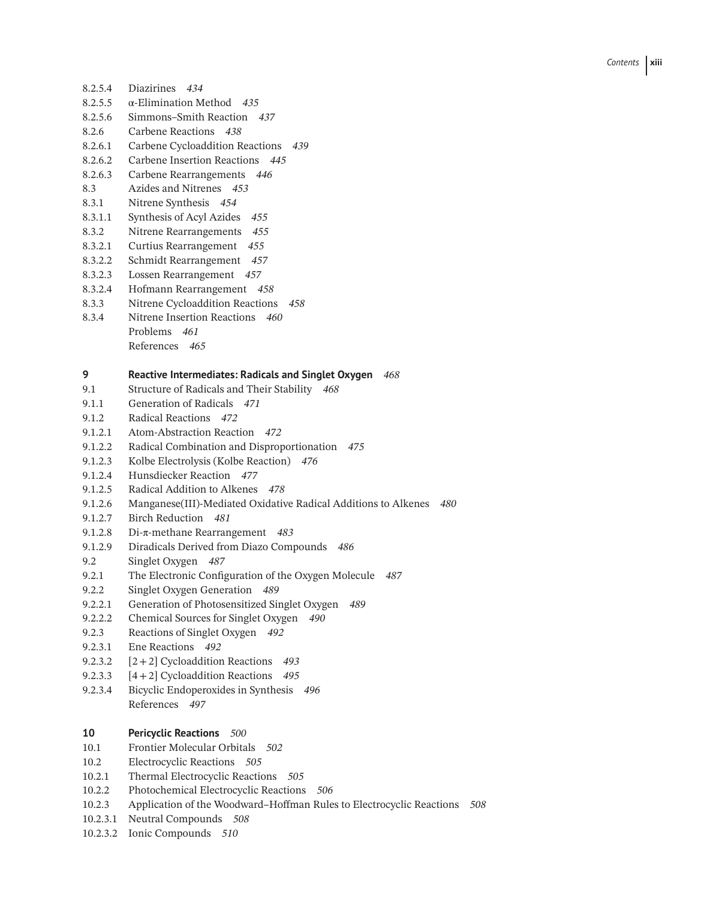8.2.5.4 Diazirines *434*
8.2.5.5 α-Elimination Method *435*
8.2.5.6 Simmons–Smith Reaction *437*
8.2.6 Carbene Reactions *438*
8.2.6.1 Carbene Cycloaddition Reactions *439*
8.2.6.2 Carbene Insertion Reactions *445*
8.2.6.3 Carbene Rearrangements *446*
8.3 Azides and Nitrenes *453*
8.3.1 Nitrene Synthesis *454*
8.3.1.1 Synthesis of Acyl Azides *455*
8.3.2 Nitrene Rearrangements *455*
8.3.2.1 Curtius Rearrangement *455*
8.3.2.2 Schmidt Rearrangement *457*
8.3.2.3 Lossen Rearrangement *457*
8.3.2.4 Hofmann Rearrangement *458*
8.3.3 Nitrene Cycloaddition Reactions *458*
8.3.4 Nitrene Insertion Reactions *460*
Problems *461*
References *465*

**9 Reactive Intermediates: Radicals and Singlet Oxygen** *468*
9.1 Structure of Radicals and Their Stability *468*
9.1.1 Generation of Radicals *471*
9.1.2 Radical Reactions *472*
9.1.2.1 Atom-Abstraction Reaction *472*
9.1.2.2 Radical Combination and Disproportionation *475*
9.1.2.3 Kolbe Electrolysis (Kolbe Reaction) *476*
9.1.2.4 Hunsdiecker Reaction *477*
9.1.2.5 Radical Addition to Alkenes *478*
9.1.2.6 Manganese(III)-Mediated Oxidative Radical Additions to Alkenes *480*
9.1.2.7 Birch Reduction *481*
9.1.2.8 Di-π-methane Rearrangement *483*
9.1.2.9 Diradicals Derived from Diazo Compounds *486*
9.2 Singlet Oxygen *487*
9.2.1 The Electronic Configuration of the Oxygen Molecule *487*
9.2.2 Singlet Oxygen Generation *489*
9.2.2.1 Generation of Photosensitized Singlet Oxygen *489*
9.2.2.2 Chemical Sources for Singlet Oxygen *490*
9.2.3 Reactions of Singlet Oxygen *492*
9.2.3.1 Ene Reactions *492*
9.2.3.2 [2 + 2] Cycloaddition Reactions *493*
9.2.3.3 [4 + 2] Cycloaddition Reactions *495*
9.2.3.4 Bicyclic Endoperoxides in Synthesis *496*
References *497*

**10 Pericyclic Reactions** *500*
10.1 Frontier Molecular Orbitals *502*
10.2 Electrocyclic Reactions *505*
10.2.1 Thermal Electrocyclic Reactions *505*
10.2.2 Photochemical Electrocyclic Reactions *506*
10.2.3 Application of the Woodward–Hoffman Rules to Electrocyclic Reactions *508*
10.2.3.1 Neutral Compounds *508*
10.2.3.2 Ionic Compounds *510*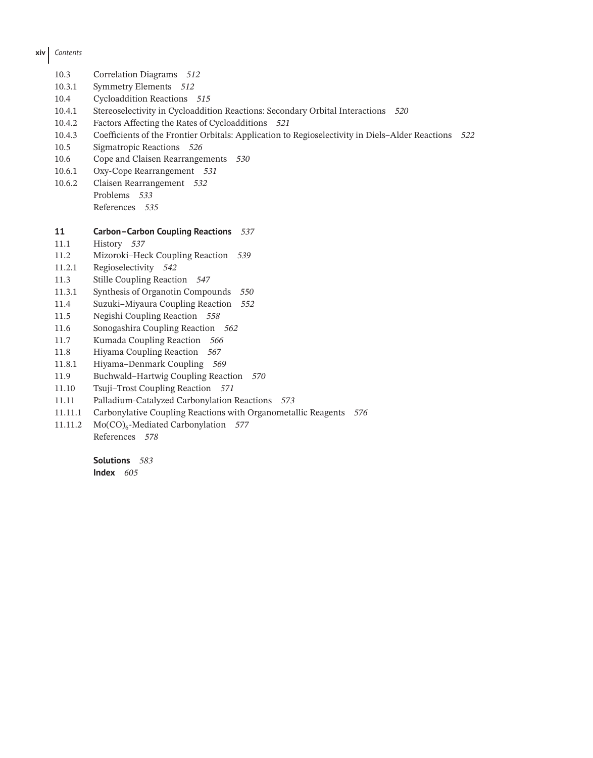10.3 Correlation Diagrams *512*
10.3.1 Symmetry Elements *512*
10.4 Cycloaddition Reactions *515*
10.4.1 Stereoselectivity in Cycloaddition Reactions: Secondary Orbital Interactions *520*
10.4.2 Factors Affecting the Rates of Cycloadditions *521*
10.4.3 Coefficients of the Frontier Orbitals: Application to Regioselectivity in Diels–Alder Reactions *522*
10.5 Sigmatropic Reactions *526*
10.6 Cope and Claisen Rearrangements *530*
10.6.1 Oxy-Cope Rearrangement *531*
10.6.2 Claisen Rearrangement *532*
Problems *533*
References *535*

**11 Carbon–Carbon Coupling Reactions** *537*
11.1 History *537*
11.2 Mizoroki–Heck Coupling Reaction *539*
11.2.1 Regioselectivity *542*
11.3 Stille Coupling Reaction *547*
11.3.1 Synthesis of Organotin Compounds *550*
11.4 Suzuki–Miyaura Coupling Reaction *552*
11.5 Negishi Coupling Reaction *558*
11.6 Sonogashira Coupling Reaction *562*
11.7 Kumada Coupling Reaction *566*
11.8 Hiyama Coupling Reaction *567*
11.8.1 Hiyama–Denmark Coupling *569*
11.9 Buchwald–Hartwig Coupling Reaction *570*
11.10 Tsuji–Trost Coupling Reaction *571*
11.11 Palladium-Catalyzed Carbonylation Reactions *573*
11.11.1 Carbonylative Coupling Reactions with Organometallic Reagents *576*
11.11.2 $Mo(CO)_6$-Mediated Carbonylation *577*
References *578*

**Solutions** *583*
**Index** *605*